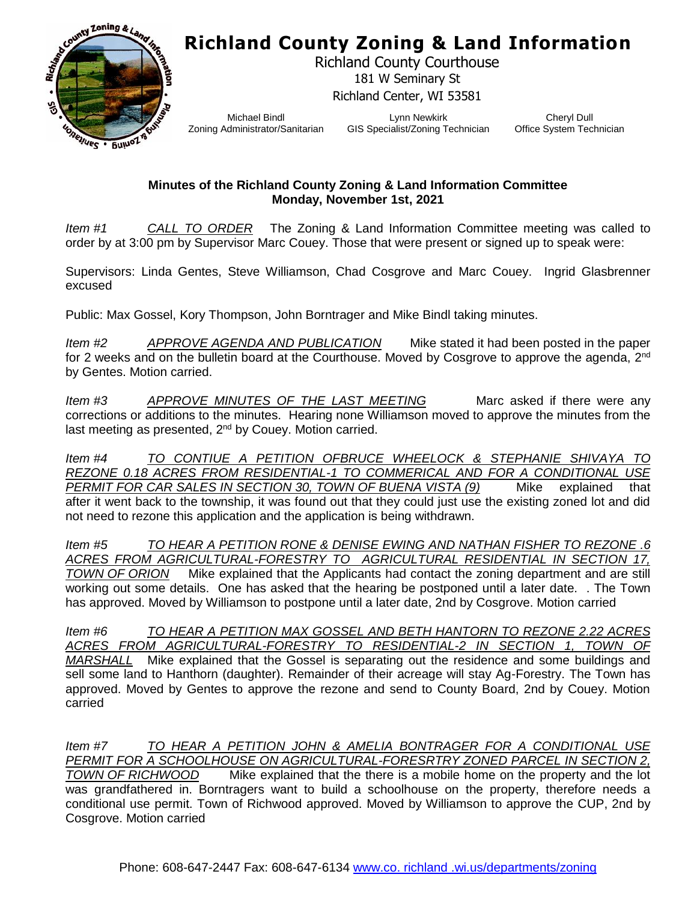# Richland County Zoning & Land Information

Richland County Courthouse
181 W Seminary St
Richland Center, WI 53581

Michael Bindl
Zoning Administrator/Sanitarian

Lynn Newkirk
GIS Specialist/Zoning Technician

Cheryl Dull
Office System Technician

**Minutes of the Richland County Zoning & Land Information Committee**
**Monday, November 1st, 2021**

*Item #1* *CALL TO ORDER* The Zoning & Land Information Committee meeting was called to order by at 3:00 pm by Supervisor Marc Couey. Those that were present or signed up to speak were:

Supervisors: Linda Gentes, Steve Williamson, Chad Cosgrove and Marc Couey. Ingrid Glasbrenner excused

Public: Max Gossel, Kory Thompson, John Borntrager and Mike Bindl taking minutes.

*Item #2* *APPROVE AGENDA AND PUBLICATION* Mike stated it had been posted in the paper for 2 weeks and on the bulletin board at the Courthouse. Moved by Cosgrove to approve the agenda, 2nd by Gentes. Motion carried.

*Item #3* *APPROVE MINUTES OF THE LAST MEETING* Marc asked if there were any corrections or additions to the minutes. Hearing none Williamson moved to approve the minutes from the last meeting as presented, 2nd by Couey. Motion carried.

*Item #4* *TO CONTIUE A PETITION OFBRUCE WHEELOCK & STEPHANIE SHIVAYA TO REZONE 0.18 ACRES FROM RESIDENTIAL-1 TO COMMERICAL AND FOR A CONDITIONAL USE PERMIT FOR CAR SALES IN SECTION 30, TOWN OF BUENA VISTA (9)* Mike explained that after it went back to the township, it was found out that they could just use the existing zoned lot and did not need to rezone this application and the application is being withdrawn.

*Item #5* *TO HEAR A PETITION RONE & DENISE EWING AND NATHAN FISHER TO REZONE .6 ACRES FROM AGRICULTURAL-FORESTRY TO AGRICULTURAL RESIDENTIAL IN SECTION 17, TOWN OF ORION* Mike explained that the Applicants had contact the zoning department and are still working out some details. One has asked that the hearing be postponed until a later date. . The Town has approved. Moved by Williamson to postpone until a later date, 2nd by Cosgrove. Motion carried

*Item #6* *TO HEAR A PETITION MAX GOSSEL AND BETH HANTORN TO REZONE 2.22 ACRES ACRES FROM AGRICULTURAL-FORESTRY TO RESIDENTIAL-2 IN SECTION 1, TOWN OF MARSHALL* Mike explained that the Gossel is separating out the residence and some buildings and sell some land to Hanthorn (daughter). Remainder of their acreage will stay Ag-Forestry. The Town has approved. Moved by Gentes to approve the rezone and send to County Board, 2nd by Couey. Motion carried

*Item #7* *TO HEAR A PETITION JOHN & AMELIA BONTRAGER FOR A CONDITIONAL USE PERMIT FOR A SCHOOLHOUSE ON AGRICULTURAL-FORESRTRY ZONED PARCEL IN SECTION 2, TOWN OF RICHWOOD* Mike explained that the there is a mobile home on the property and the lot was grandfathered in. Borntragers want to build a schoolhouse on the property, therefore needs a conditional use permit. Town of Richwood approved. Moved by Williamson to approve the CUP, 2nd by Cosgrove. Motion carried

Phone: 608-647-2447 Fax: 608-647-6134 www.co. richland .wi.us/departments/zoning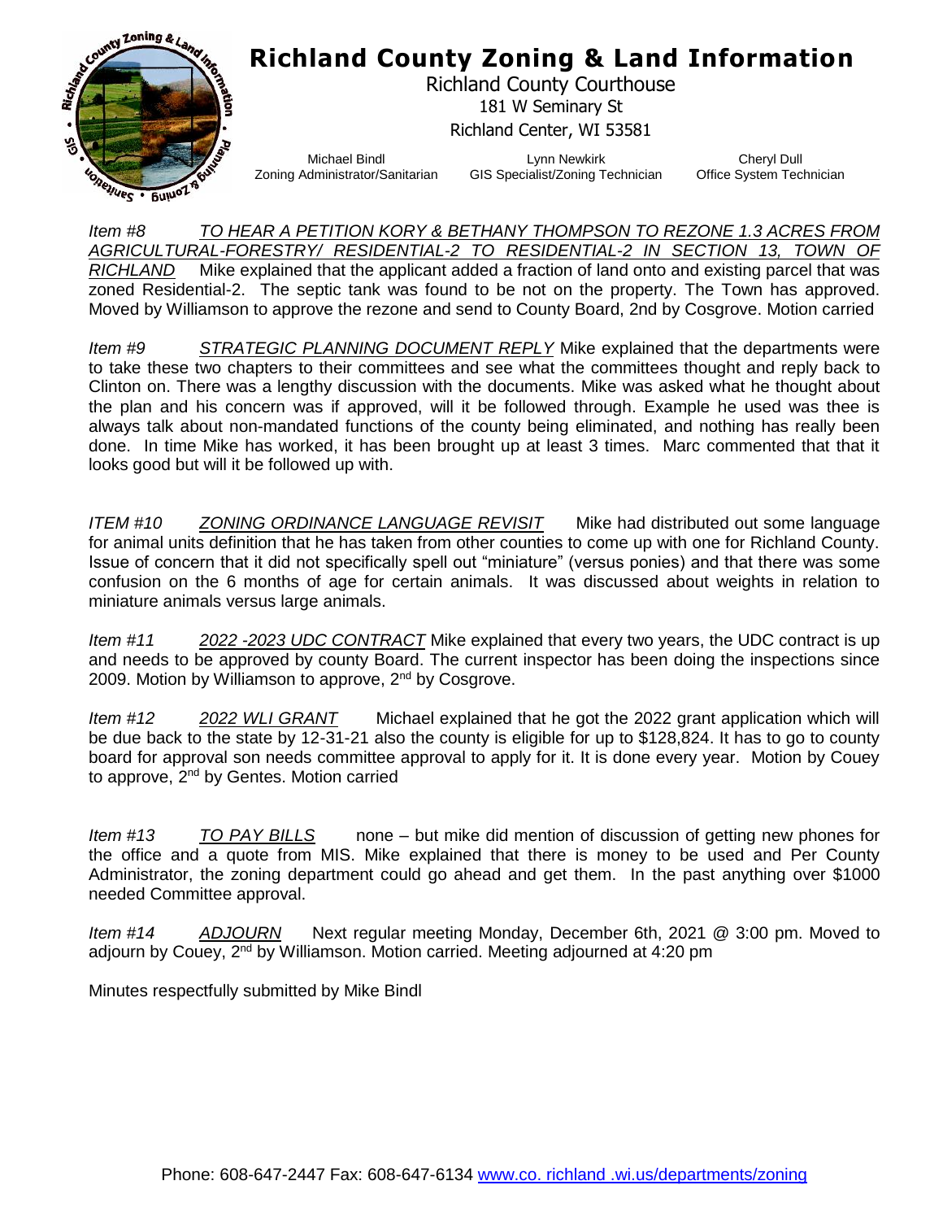# Richland County Zoning & Land Information

Richland County Courthouse
181 W Seminary St
Richland Center, WI 53581

Michael Bindl — Zoning Administrator/Sanitarian
Lynn Newkirk — GIS Specialist/Zoning Technician
Cheryl Dull — Office System Technician

*Item #8* *__TO HEAR A PETITION KORY & BETHANY THOMPSON TO REZONE 1.3 ACRES FROM AGRICULTURAL-FORESTRY/ RESIDENTIAL-2 TO RESIDENTIAL-2 IN SECTION 13, TOWN OF RICHLAND__* Mike explained that the applicant added a fraction of land onto and existing parcel that was zoned Residential-2. The septic tank was found to be not on the property. The Town has approved. Moved by Williamson to approve the rezone and send to County Board, 2nd by Cosgrove. Motion carried

*Item #9* *__STRATEGIC PLANNING DOCUMENT REPLY__* Mike explained that the departments were to take these two chapters to their committees and see what the committees thought and reply back to Clinton on. There was a lengthy discussion with the documents. Mike was asked what he thought about the plan and his concern was if approved, will it be followed through. Example he used was thee is always talk about non-mandated functions of the county being eliminated, and nothing has really been done. In time Mike has worked, it has been brought up at least 3 times. Marc commented that that it looks good but will it be followed up with.

*ITEM #10* *__ZONING ORDINANCE LANGUAGE REVISIT__* Mike had distributed out some language for animal units definition that he has taken from other counties to come up with one for Richland County. Issue of concern that it did not specifically spell out "miniature" (versus ponies) and that there was some confusion on the 6 months of age for certain animals. It was discussed about weights in relation to miniature animals versus large animals.

*Item #11* *__2022 -2023 UDC CONTRACT__* Mike explained that every two years, the UDC contract is up and needs to be approved by county Board. The current inspector has been doing the inspections since 2009. Motion by Williamson to approve, 2nd by Cosgrove.

*Item #12* *__2022 WLI GRANT__* Michael explained that he got the 2022 grant application which will be due back to the state by 12-31-21 also the county is eligible for up to $128,824. It has to go to county board for approval son needs committee approval to apply for it. It is done every year. Motion by Couey to approve, 2nd by Gentes. Motion carried

*Item #13* *__TO PAY BILLS__* none – but mike did mention of discussion of getting new phones for the office and a quote from MIS. Mike explained that there is money to be used and Per County Administrator, the zoning department could go ahead and get them. In the past anything over $1000 needed Committee approval.

*Item #14* *__ADJOURN__* Next regular meeting Monday, December 6th, 2021 @ 3:00 pm. Moved to adjourn by Couey, 2nd by Williamson. Motion carried. Meeting adjourned at 4:20 pm

Minutes respectfully submitted by Mike Bindl

Phone: 608-647-2447 Fax: 608-647-6134 www.co. richland .wi.us/departments/zoning